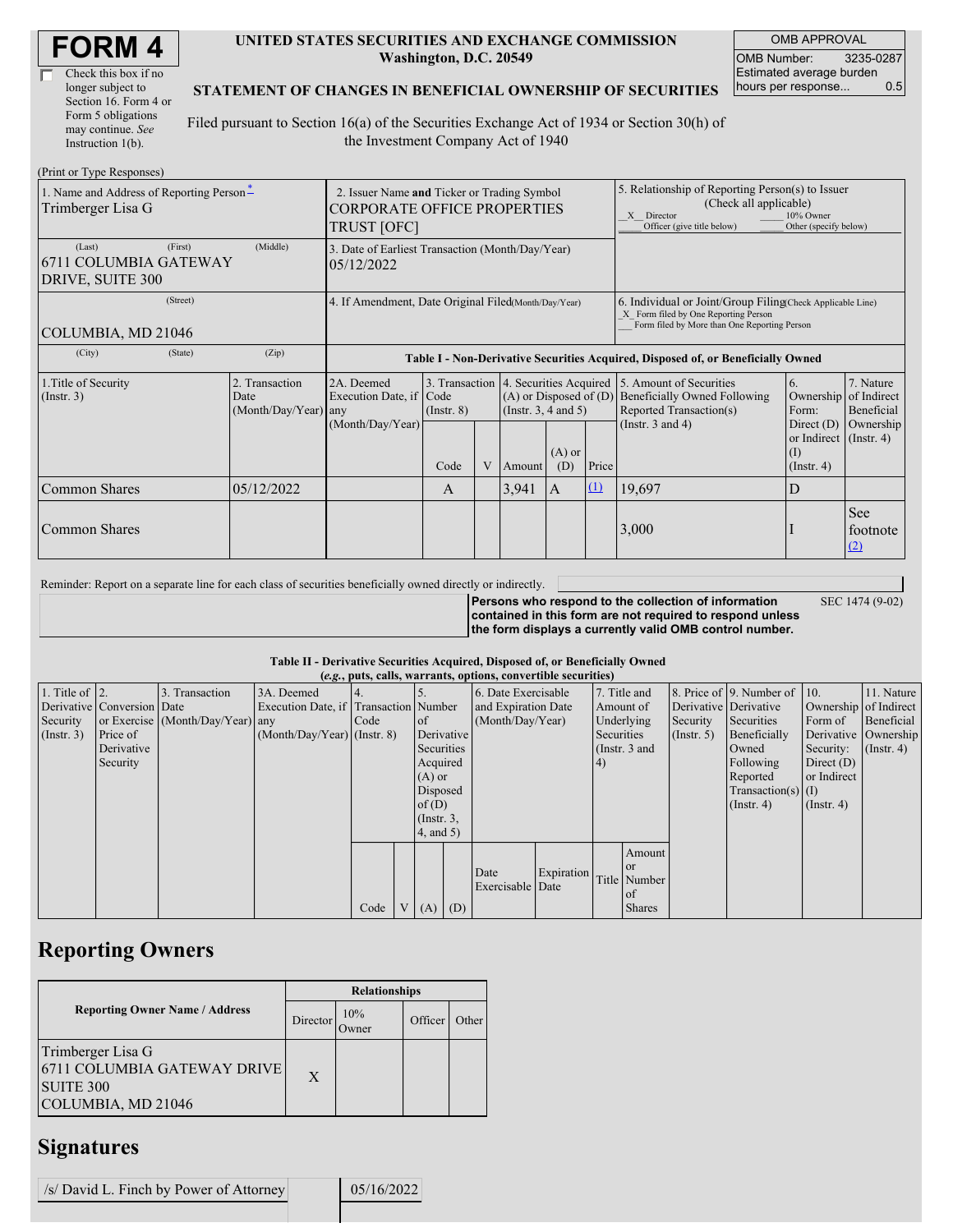# FORM 4

☐ Check this box if no longer subject to Section 16. Form 4 or Form 5 obligations may continue. *See* Instruction 1(b).

**UNITED STATES SECURITIES AND EXCHANGE COMMISSION**
**Washington, D.C. 20549**

**STATEMENT OF CHANGES IN BENEFICIAL OWNERSHIP OF SECURITIES**

Filed pursuant to Section 16(a) of the Securities Exchange Act of 1934 or Section 30(h) of the Investment Company Act of 1940

| OMB APPROVAL | |
|---|---|
| OMB Number: | 3235-0287 |
| Estimated average burden hours per response... | 0.5 |

(Print or Type Responses)

| 1. Name and Address of Reporting Person* | 2. Issuer Name and Ticker or Trading Symbol | 5. Relationship of Reporting Person(s) to Issuer (Check all applicable) |
|---|---|---|
| Trimberger Lisa G | CORPORATE OFFICE PROPERTIES TRUST [OFC] | _X_ Director ___ 10% Owner ___ Officer (give title below) ___ Other (specify below) |
| (Last) (First) (Middle) 6711 COLUMBIA GATEWAY DRIVE, SUITE 300 | 3. Date of Earliest Transaction (Month/Day/Year) 05/12/2022 | |
| (Street) COLUMBIA, MD 21046 | 4. If Amendment, Date Original Filed (Month/Day/Year) | 6. Individual or Joint/Group Filing (Check Applicable Line) _X_ Form filed by One Reporting Person ___ Form filed by More than One Reporting Person |
| (City) (State) (Zip) | | |

**Table I - Non-Derivative Securities Acquired, Disposed of, or Beneficially Owned**

| 1.Title of Security (Instr. 3) | 2. Transaction Date (Month/Day/Year) | 2A. Deemed Execution Date, if any (Month/Day/Year) | 3. Transaction Code (Instr. 8) Code | V | 4. Securities Acquired (A) or Disposed of (D) (Instr. 3, 4 and 5) Amount | (A) or (D) | Price | 5. Amount of Securities Beneficially Owned Following Reported Transaction(s) (Instr. 3 and 4) | 6. Ownership Form: Direct (D) or Indirect (I) (Instr. 4) | 7. Nature of Indirect Beneficial Ownership (Instr. 4) |
|---|---|---|---|---|---|---|---|---|---|---|
| Common Shares | 05/12/2022 | | A | | 3,941 | A | (1) | 19,697 | D | |
| Common Shares | | | | | | | | 3,000 | I | See footnote (2) |

Reminder: Report on a separate line for each class of securities beneficially owned directly or indirectly.

**Persons who respond to the collection of information contained in this form are not required to respond unless the form displays a currently valid OMB control number.** SEC 1474 (9-02)

**Table II - Derivative Securities Acquired, Disposed of, or Beneficially Owned**
***(e.g., puts, calls, warrants, options, convertible securities)***

| 1. Title of Derivative Security (Instr. 3) | 2. Conversion or Exercise Price of Derivative Security | 3. Transaction Date (Month/Day/Year) | 3A. Deemed Execution Date, if any (Month/Day/Year) | 4. Transaction Code (Instr. 8) Code | V | 5. Number of Derivative Securities Acquired (A) or Disposed of (D) (Instr. 3, 4, and 5) (A) | (D) | 6. Date Exercisable and Expiration Date (Month/Day/Year) Date Exercisable | Expiration Date | 7. Title and Amount of Underlying Securities (Instr. 3 and 4) Title | Amount or Number of Shares | 8. Price of Derivative Security (Instr. 5) | 9. Number of Derivative Securities Beneficially Owned Following Reported Transaction(s) (Instr. 4) | 10. Ownership Form of Derivative Security: Direct (D) or Indirect (I) (Instr. 4) | 11. Nature of Indirect Beneficial Ownership (Instr. 4) |
|---|---|---|---|---|---|---|---|---|---|---|---|---|---|---|---|

## Reporting Owners

| Reporting Owner Name / Address | Director | 10% Owner | Officer | Other |
|---|---|---|---|---|
| Trimberger Lisa G<br>6711 COLUMBIA GATEWAY DRIVE<br>SUITE 300<br>COLUMBIA, MD 21046 | X | | | |

## Signatures

| /s/ David L. Finch by Power of Attorney | 05/16/2022 |
|---|---|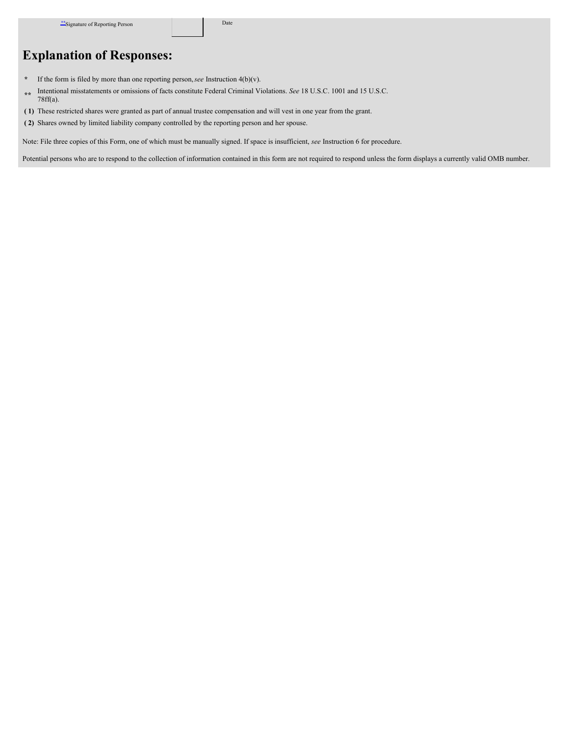| **Signature of Reporting Person | | Date |
|---|---|---|

## Explanation of Responses:

\* If the form is filed by more than one reporting person, *see* Instruction 4(b)(v).

\*\* Intentional misstatements or omissions of facts constitute Federal Criminal Violations. *See* 18 U.S.C. 1001 and 15 U.S.C. 78ff(a).

**( 1)** These restricted shares were granted as part of annual trustee compensation and will vest in one year from the grant.

**( 2)** Shares owned by limited liability company controlled by the reporting person and her spouse.

Note: File three copies of this Form, one of which must be manually signed. If space is insufficient, *see* Instruction 6 for procedure.

Potential persons who are to respond to the collection of information contained in this form are not required to respond unless the form displays a currently valid OMB number.